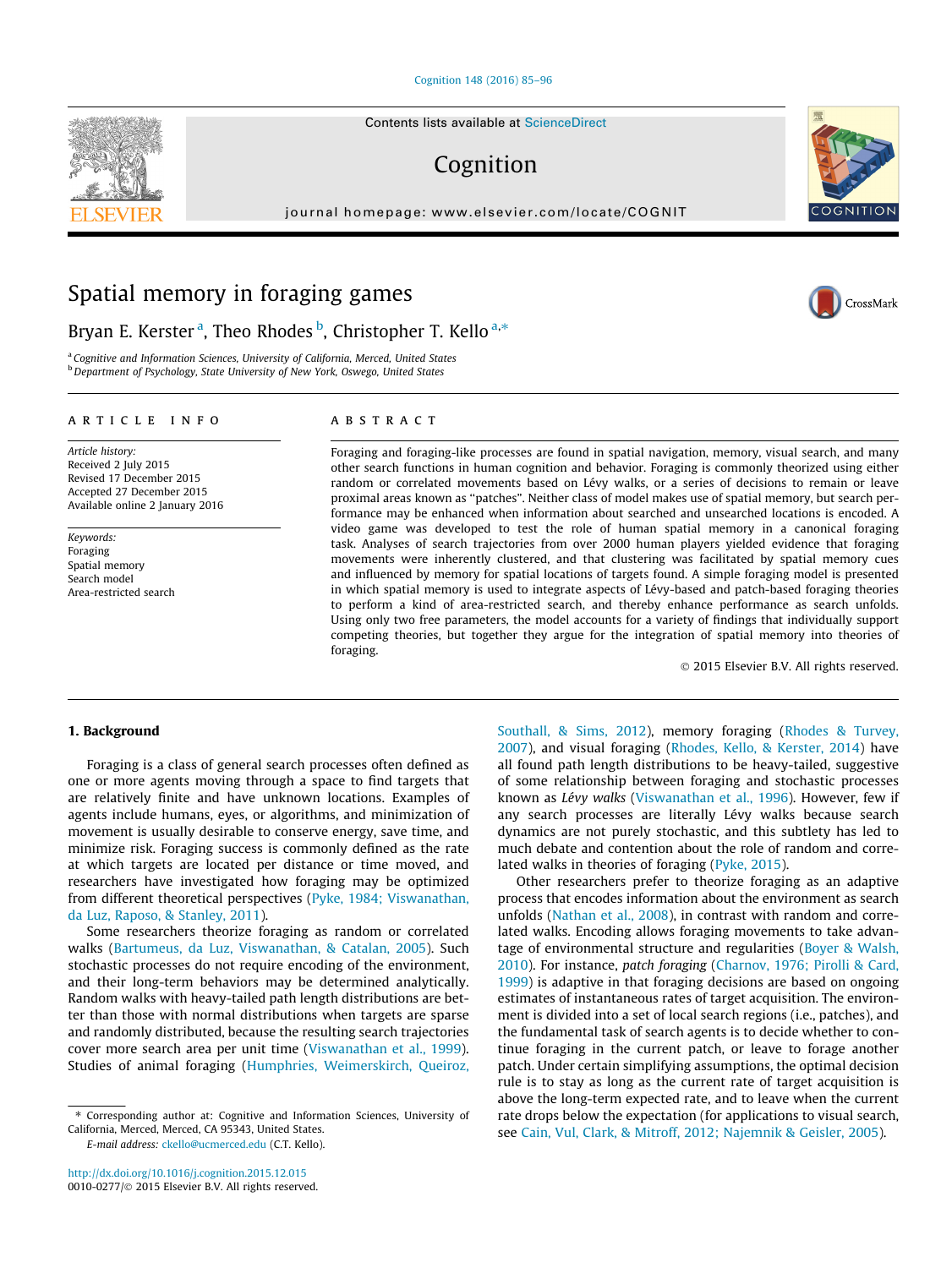Contents lists available at ScienceDirect

# Cognition

journal homepage: www.elsevier.com/locate/COGNIT

# Spatial memory in foraging games

Bryan E. Kerster [a], Theo Rhodes [b], Christopher T. Kello [a,*]

[a] Cognitive and Information Sciences, University of California, Merced, United States
[b] Department of Psychology, State University of New York, Oswego, United States

## ARTICLE INFO

*Article history:*
Received 2 July 2015
Revised 17 December 2015
Accepted 27 December 2015
Available online 2 January 2016

*Keywords:*
Foraging
Spatial memory
Search model
Area-restricted search

## ABSTRACT

Foraging and foraging-like processes are found in spatial navigation, memory, visual search, and many other search functions in human cognition and behavior. Foraging is commonly theorized using either random or correlated movements based on Lévy walks, or a series of decisions to remain or leave proximal areas known as "patches". Neither class of model makes use of spatial memory, but search performance may be enhanced when information about searched and unsearched locations is encoded. A video game was developed to test the role of human spatial memory in a canonical foraging task. Analyses of search trajectories from over 2000 human players yielded evidence that foraging movements were inherently clustered, and that clustering was facilitated by spatial memory cues and influenced by memory for spatial locations of targets found. A simple foraging model is presented in which spatial memory is used to integrate aspects of Lévy-based and patch-based foraging theories to perform a kind of area-restricted search, and thereby enhance performance as search unfolds. Using only two free parameters, the model accounts for a variety of findings that individually support competing theories, but together they argue for the integration of spatial memory into theories of foraging.

© 2015 Elsevier B.V. All rights reserved.

## 1. Background

Foraging is a class of general search processes often defined as one or more agents moving through a space to find targets that are relatively finite and have unknown locations. Examples of agents include humans, eyes, or algorithms, and minimization of movement is usually desirable to conserve energy, save time, and minimize risk. Foraging success is commonly defined as the rate at which targets are located per distance or time moved, and researchers have investigated how foraging may be optimized from different theoretical perspectives (Pyke, 1984; Viswanathan, da Luz, Raposo, & Stanley, 2011).

Some researchers theorize foraging as random or correlated walks (Bartumeus, da Luz, Viswanathan, & Catalan, 2005). Such stochastic processes do not require encoding of the environment, and their long-term behaviors may be determined analytically. Random walks with heavy-tailed path length distributions are better than those with normal distributions when targets are sparse and randomly distributed, because the resulting search trajectories cover more search area per unit time (Viswanathan et al., 1999). Studies of animal foraging (Humphries, Weimerskirch, Queiroz, Southall, & Sims, 2012), memory foraging (Rhodes & Turvey, 2007), and visual foraging (Rhodes, Kello, & Kerster, 2014) have all found path length distributions to be heavy-tailed, suggestive of some relationship between foraging and stochastic processes known as *Lévy walks* (Viswanathan et al., 1996). However, few if any search processes are literally Lévy walks because search dynamics are not purely stochastic, and this subtlety has led to much debate and contention about the role of random and correlated walks in theories of foraging (Pyke, 2015).

Other researchers prefer to theorize foraging as an adaptive process that encodes information about the environment as search unfolds (Nathan et al., 2008), in contrast with random and correlated walks. Encoding allows foraging movements to take advantage of environmental structure and regularities (Boyer & Walsh, 2010). For instance, *patch foraging* (Charnov, 1976; Pirolli & Card, 1999) is adaptive in that foraging decisions are based on ongoing estimates of instantaneous rates of target acquisition. The environment is divided into a set of local search regions (i.e., patches), and the fundamental task of search agents is to decide whether to continue foraging in the current patch, or leave to forage another patch. Under certain simplifying assumptions, the optimal decision rule is to stay as long as the current rate of target acquisition is above the long-term expected rate, and to leave when the current rate drops below the expectation (for applications to visual search, see Cain, Vul, Clark, & Mitroff, 2012; Najemnik & Geisler, 2005).

* Corresponding author at: Cognitive and Information Sciences, University of California, Merced, Merced, CA 95343, United States.
E-mail address: ckello@ucmerced.edu (C.T. Kello).

http://dx.doi.org/10.1016/j.cognition.2015.12.015
0010-0277/© 2015 Elsevier B.V. All rights reserved.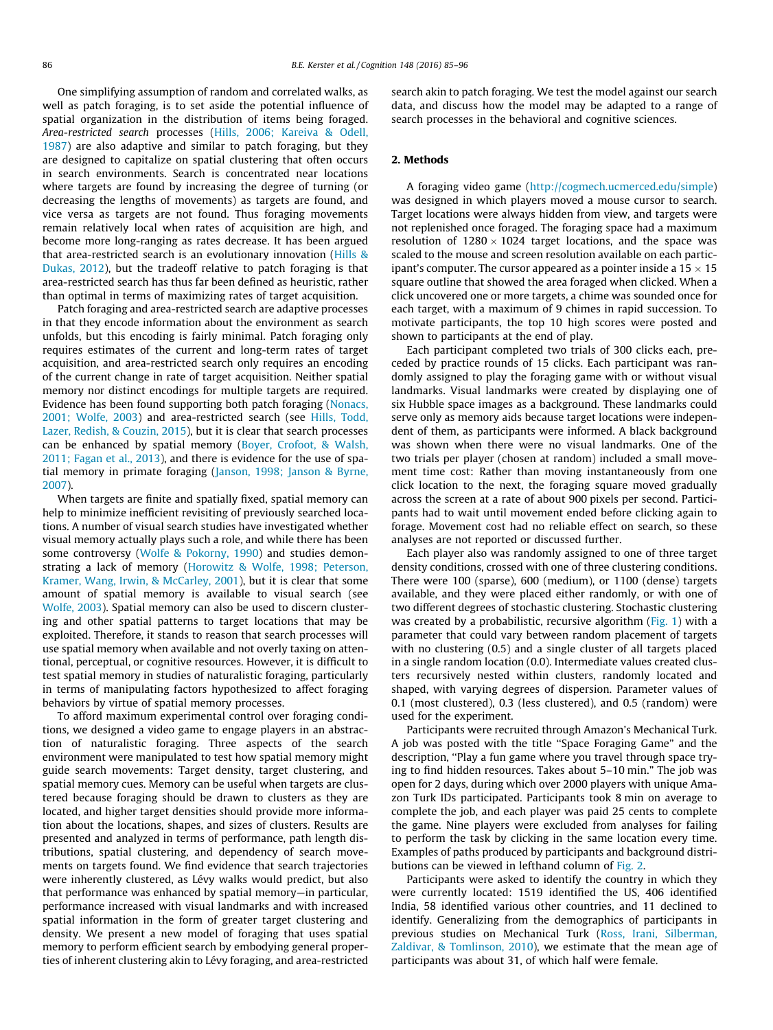One simplifying assumption of random and correlated walks, as well as patch foraging, is to set aside the potential influence of spatial organization in the distribution of items being foraged. *Area-restricted search* processes (Hills, 2006; Kareiva & Odell, 1987) are also adaptive and similar to patch foraging, but they are designed to capitalize on spatial clustering that often occurs in search environments. Search is concentrated near locations where targets are found by increasing the degree of turning (or decreasing the lengths of movements) as targets are found, and vice versa as targets are not found. Thus foraging movements remain relatively local when rates of acquisition are high, and become more long-ranging as rates decrease. It has been argued that area-restricted search is an evolutionary innovation (Hills & Dukas, 2012), but the tradeoff relative to patch foraging is that area-restricted search has thus far been defined as heuristic, rather than optimal in terms of maximizing rates of target acquisition.

Patch foraging and area-restricted search are adaptive processes in that they encode information about the environment as search unfolds, but this encoding is fairly minimal. Patch foraging only requires estimates of the current and long-term rates of target acquisition, and area-restricted search only requires an encoding of the current change in rate of target acquisition. Neither spatial memory nor distinct encodings for multiple targets are required. Evidence has been found supporting both patch foraging (Nonacs, 2001; Wolfe, 2003) and area-restricted search (see Hills, Todd, Lazer, Redish, & Couzin, 2015), but it is clear that search processes can be enhanced by spatial memory (Boyer, Crofoot, & Walsh, 2011; Fagan et al., 2013), and there is evidence for the use of spatial memory in primate foraging (Janson, 1998; Janson & Byrne, 2007).

When targets are finite and spatially fixed, spatial memory can help to minimize inefficient revisiting of previously searched locations. A number of visual search studies have investigated whether visual memory actually plays such a role, and while there has been some controversy (Wolfe & Pokorny, 1990) and studies demonstrating a lack of memory (Horowitz & Wolfe, 1998; Peterson, Kramer, Wang, Irwin, & McCarley, 2001), but it is clear that some amount of spatial memory is available to visual search (see Wolfe, 2003). Spatial memory can also be used to discern clustering and other spatial patterns to target locations that may be exploited. Therefore, it stands to reason that search processes will use spatial memory when available and not overly taxing on attentional, perceptual, or cognitive resources. However, it is difficult to test spatial memory in studies of naturalistic foraging, particularly in terms of manipulating factors hypothesized to affect foraging behaviors by virtue of spatial memory processes.

To afford maximum experimental control over foraging conditions, we designed a video game to engage players in an abstraction of naturalistic foraging. Three aspects of the search environment were manipulated to test how spatial memory might guide search movements: Target density, target clustering, and spatial memory cues. Memory can be useful when targets are clustered because foraging should be drawn to clusters as they are located, and higher target densities should provide more information about the locations, shapes, and sizes of clusters. Results are presented and analyzed in terms of performance, path length distributions, spatial clustering, and dependency of search movements on targets found. We find evidence that search trajectories were inherently clustered, as Lévy walks would predict, but also that performance was enhanced by spatial memory—in particular, performance increased with visual landmarks and with increased spatial information in the form of greater target clustering and density. We present a new model of foraging that uses spatial memory to perform efficient search by embodying general properties of inherent clustering akin to Lévy foraging, and area-restricted search akin to patch foraging. We test the model against our search data, and discuss how the model may be adapted to a range of search processes in the behavioral and cognitive sciences.

## 2. Methods

A foraging video game (http://cogmech.ucmerced.edu/simple) was designed in which players moved a mouse cursor to search. Target locations were always hidden from view, and targets were not replenished once foraged. The foraging space had a maximum resolution of $1280 \times 1024$ target locations, and the space was scaled to the mouse and screen resolution available on each participant's computer. The cursor appeared as a pointer inside a $15 \times 15$ square outline that showed the area foraged when clicked. When a click uncovered one or more targets, a chime was sounded once for each target, with a maximum of 9 chimes in rapid succession. To motivate participants, the top 10 high scores were posted and shown to participants at the end of play.

Each participant completed two trials of 300 clicks each, preceded by practice rounds of 15 clicks. Each participant was randomly assigned to play the foraging game with or without visual landmarks. Visual landmarks were created by displaying one of six Hubble space images as a background. These landmarks could serve only as memory aids because target locations were independent of them, as participants were informed. A black background was shown when there were no visual landmarks. One of the two trials per player (chosen at random) included a small movement time cost: Rather than moving instantaneously from one click location to the next, the foraging square moved gradually across the screen at a rate of about 900 pixels per second. Participants had to wait until movement ended before clicking again to forage. Movement cost had no reliable effect on search, so these analyses are not reported or discussed further.

Each player also was randomly assigned to one of three target density conditions, crossed with one of three clustering conditions. There were 100 (sparse), 600 (medium), or 1100 (dense) targets available, and they were placed either randomly, or with one of two different degrees of stochastic clustering. Stochastic clustering was created by a probabilistic, recursive algorithm (Fig. 1) with a parameter that could vary between random placement of targets with no clustering (0.5) and a single cluster of all targets placed in a single random location (0.0). Intermediate values created clusters recursively nested within clusters, randomly located and shaped, with varying degrees of dispersion. Parameter values of 0.1 (most clustered), 0.3 (less clustered), and 0.5 (random) were used for the experiment.

Participants were recruited through Amazon's Mechanical Turk. A job was posted with the title "Space Foraging Game" and the description, "Play a fun game where you travel through space trying to find hidden resources. Takes about 5–10 min." The job was open for 2 days, during which over 2000 players with unique Amazon Turk IDs participated. Participants took 8 min on average to complete the job, and each player was paid 25 cents to complete the game. Nine players were excluded from analyses for failing to perform the task by clicking in the same location every time. Examples of paths produced by participants and background distributions can be viewed in lefthand column of Fig. 2.

Participants were asked to identify the country in which they were currently located: 1519 identified the US, 406 identified India, 58 identified various other countries, and 11 declined to identify. Generalizing from the demographics of participants in previous studies on Mechanical Turk (Ross, Irani, Silberman, Zaldivar, & Tomlinson, 2010), we estimate that the mean age of participants was about 31, of which half were female.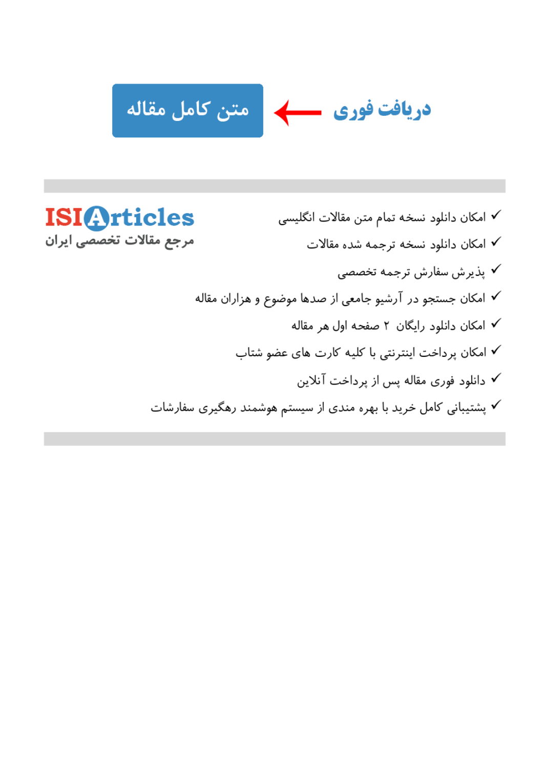دریافت فوری ← متن کامل مقاله

**ISIArticles**
مرجع مقالات تخصصی ایران

- ✓ امکان دانلود نسخه تمام متن مقالات انگلیسی
- ✓ امکان دانلود نسخه ترجمه شده مقالات
- ✓ پذیرش سفارش ترجمه تخصصی
- ✓ امکان جستجو در آرشیو جامعی از صدها موضوع و هزاران مقاله
- ✓ امکان دانلود رایگان ۲ صفحه اول هر مقاله
- ✓ امکان پرداخت اینترنتی با کلیه کارت های عضو شتاب
- ✓ دانلود فوری مقاله پس از پرداخت آنلاین
- ✓ پشتیبانی کامل خرید با بهره مندی از سیستم هوشمند رهگیری سفارشات